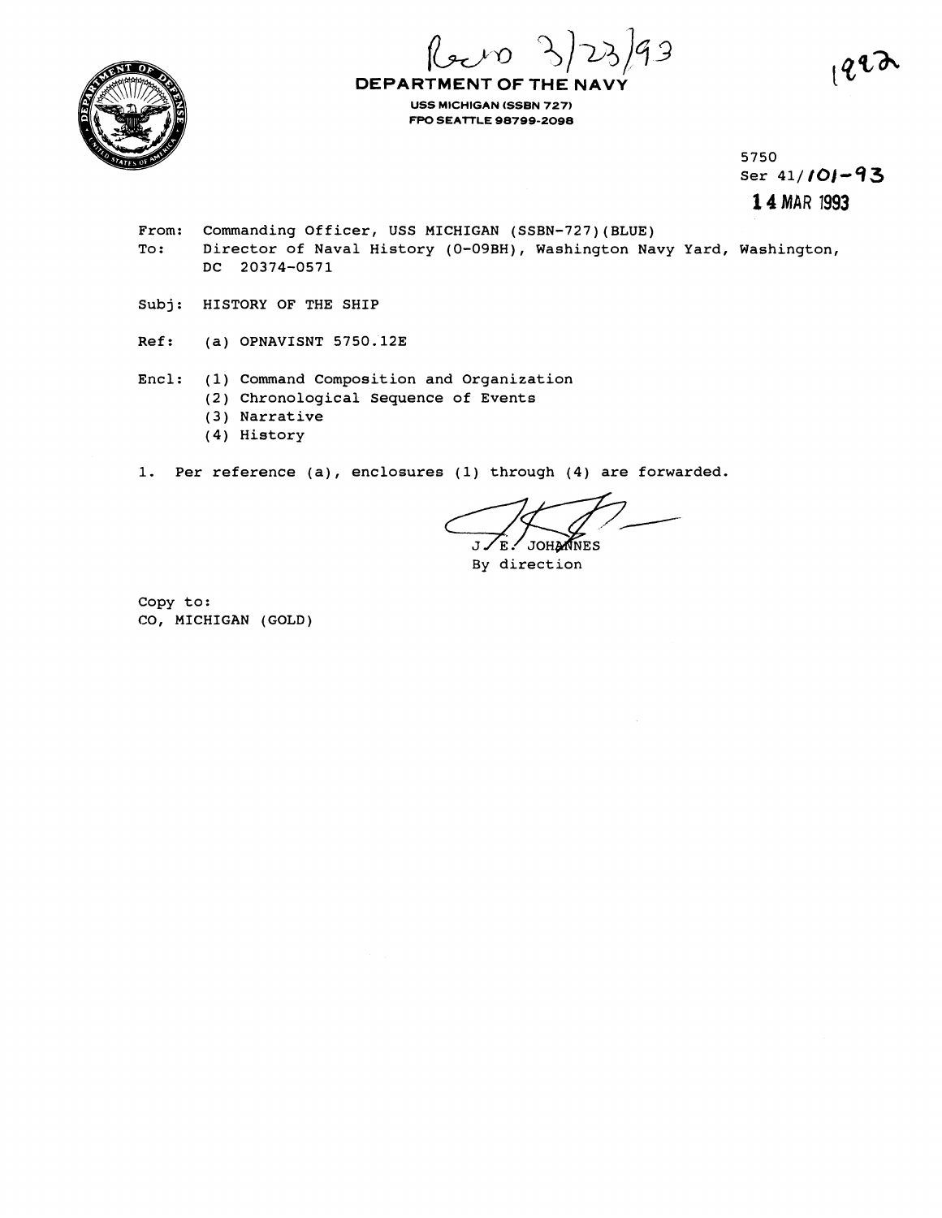Recd 3/23/93

**DEPARTMENT OF THE NAVY**

USS MICHIGAN (SSBN 727)
FPO SEATTLE 98799-2098

1992

5750
Ser 41/101-93
14 MAR 1993

From: Commanding Officer, USS MICHIGAN (SSBN-727)(BLUE)
To: Director of Naval History (O-09BH), Washington Navy Yard, Washington, DC 20374-0571

Subj: HISTORY OF THE SHIP

Ref: (a) OPNAVISNT 5750.12E

Encl: (1) Command Composition and Organization
(2) Chronological Sequence of Events
(3) Narrative
(4) History

1. Per reference (a), enclosures (1) through (4) are forwarded.

J. E. JOHANNES
By direction

Copy to:
CO, MICHIGAN (GOLD)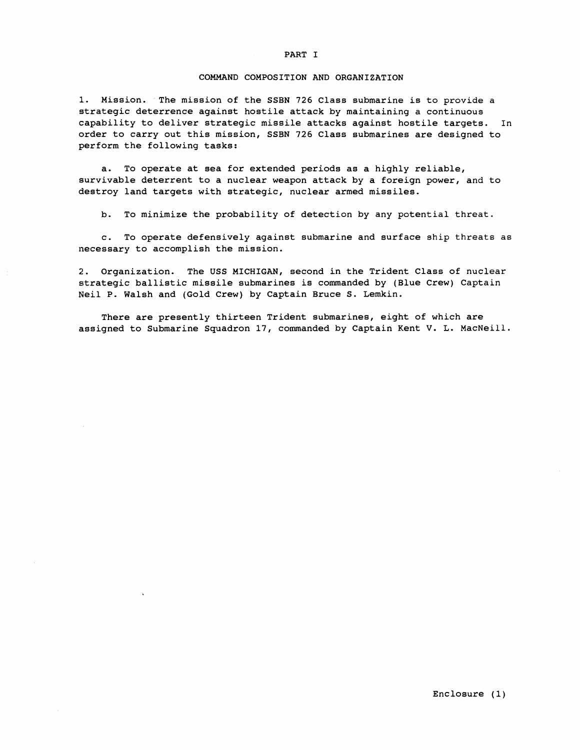# PART I

## COMMAND COMPOSITION AND ORGANIZATION

1. Mission. The mission of the SSBN 726 Class submarine is to provide a strategic deterrence against hostile attack by maintaining a continuous capability to deliver strategic missile attacks against hostile targets. In order to carry out this mission, SSBN 726 Class submarines are designed to perform the following tasks:

   a. To operate at sea for extended periods as a highly reliable, survivable deterrent to a nuclear weapon attack by a foreign power, and to destroy land targets with strategic, nuclear armed missiles.

   b. To minimize the probability of detection by any potential threat.

   c. To operate defensively against submarine and surface ship threats as necessary to accomplish the mission.

2. Organization. The USS MICHIGAN, second in the Trident Class of nuclear strategic ballistic missile submarines is commanded by (Blue Crew) Captain Neil P. Walsh and (Gold Crew) by Captain Bruce S. Lemkin.

There are presently thirteen Trident submarines, eight of which are assigned to Submarine Squadron 17, commanded by Captain Kent V. L. MacNeill.

Enclosure (1)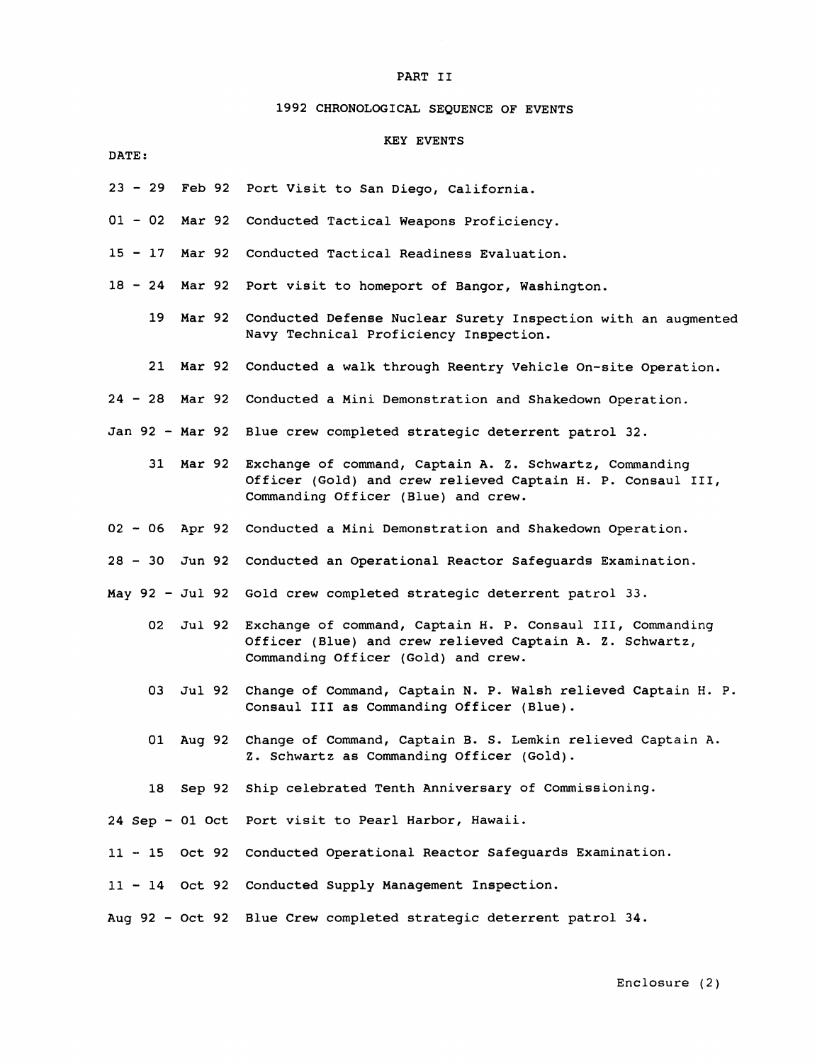# PART II

## 1992 CHRONOLOGICAL SEQUENCE OF EVENTS

### KEY EVENTS

DATE:

| Date | Event |
|---|---|
| 23 - 29 Feb 92 | Port Visit to San Diego, California. |
| 01 - 02 Mar 92 | Conducted Tactical Weapons Proficiency. |
| 15 - 17 Mar 92 | Conducted Tactical Readiness Evaluation. |
| 18 - 24 Mar 92 | Port visit to homeport of Bangor, Washington. |
| 19 Mar 92 | Conducted Defense Nuclear Surety Inspection with an augmented Navy Technical Proficiency Inspection. |
| 21 Mar 92 | Conducted a walk through Reentry Vehicle On-site Operation. |
| 24 - 28 Mar 92 | Conducted a Mini Demonstration and Shakedown Operation. |
| Jan 92 - Mar 92 | Blue crew completed strategic deterrent patrol 32. |
| 31 Mar 92 | Exchange of command, Captain A. Z. Schwartz, Commanding Officer (Gold) and crew relieved Captain H. P. Consaul III, Commanding Officer (Blue) and crew. |
| 02 - 06 Apr 92 | Conducted a Mini Demonstration and Shakedown Operation. |
| 28 - 30 Jun 92 | Conducted an Operational Reactor Safeguards Examination. |
| May 92 - Jul 92 | Gold crew completed strategic deterrent patrol 33. |
| 02 Jul 92 | Exchange of command, Captain H. P. Consaul III, Commanding Officer (Blue) and crew relieved Captain A. Z. Schwartz, Commanding Officer (Gold) and crew. |
| 03 Jul 92 | Change of Command, Captain N. P. Walsh relieved Captain H. P. Consaul III as Commanding Officer (Blue). |
| 01 Aug 92 | Change of Command, Captain B. S. Lemkin relieved Captain A. Z. Schwartz as Commanding Officer (Gold). |
| 18 Sep 92 | Ship celebrated Tenth Anniversary of Commissioning. |
| 24 Sep - 01 Oct | Port visit to Pearl Harbor, Hawaii. |
| 11 - 15 Oct 92 | Conducted Operational Reactor Safeguards Examination. |
| 11 - 14 Oct 92 | Conducted Supply Management Inspection. |
| Aug 92 - Oct 92 | Blue Crew completed strategic deterrent patrol 34. |

Enclosure (2)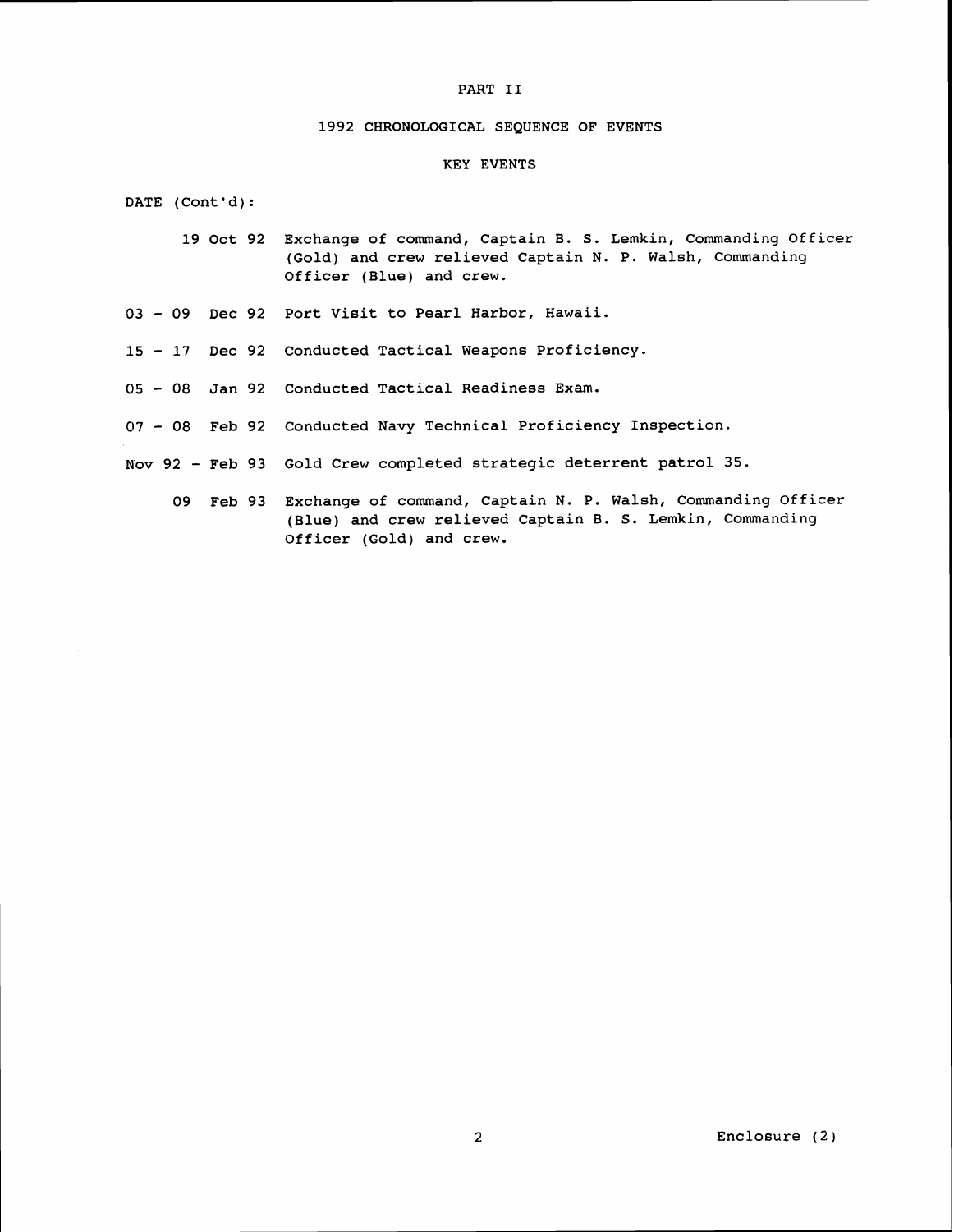PART II

1992 CHRONOLOGICAL SEQUENCE OF EVENTS

KEY EVENTS

DATE (Cont'd):

| Date | Event |
| --- | --- |
| 19 Oct 92 | Exchange of command, Captain B. S. Lemkin, Commanding Officer (Gold) and crew relieved Captain N. P. Walsh, Commanding Officer (Blue) and crew. |
| 03 - 09 Dec 92 | Port Visit to Pearl Harbor, Hawaii. |
| 15 - 17 Dec 92 | Conducted Tactical Weapons Proficiency. |
| 05 - 08 Jan 92 | Conducted Tactical Readiness Exam. |
| 07 - 08 Feb 92 | Conducted Navy Technical Proficiency Inspection. |
| Nov 92 - Feb 93 | Gold Crew completed strategic deterrent patrol 35. |
| 09 Feb 93 | Exchange of command, Captain N. P. Walsh, Commanding Officer (Blue) and crew relieved Captain B. S. Lemkin, Commanding Officer (Gold) and crew. |

Enclosure (2)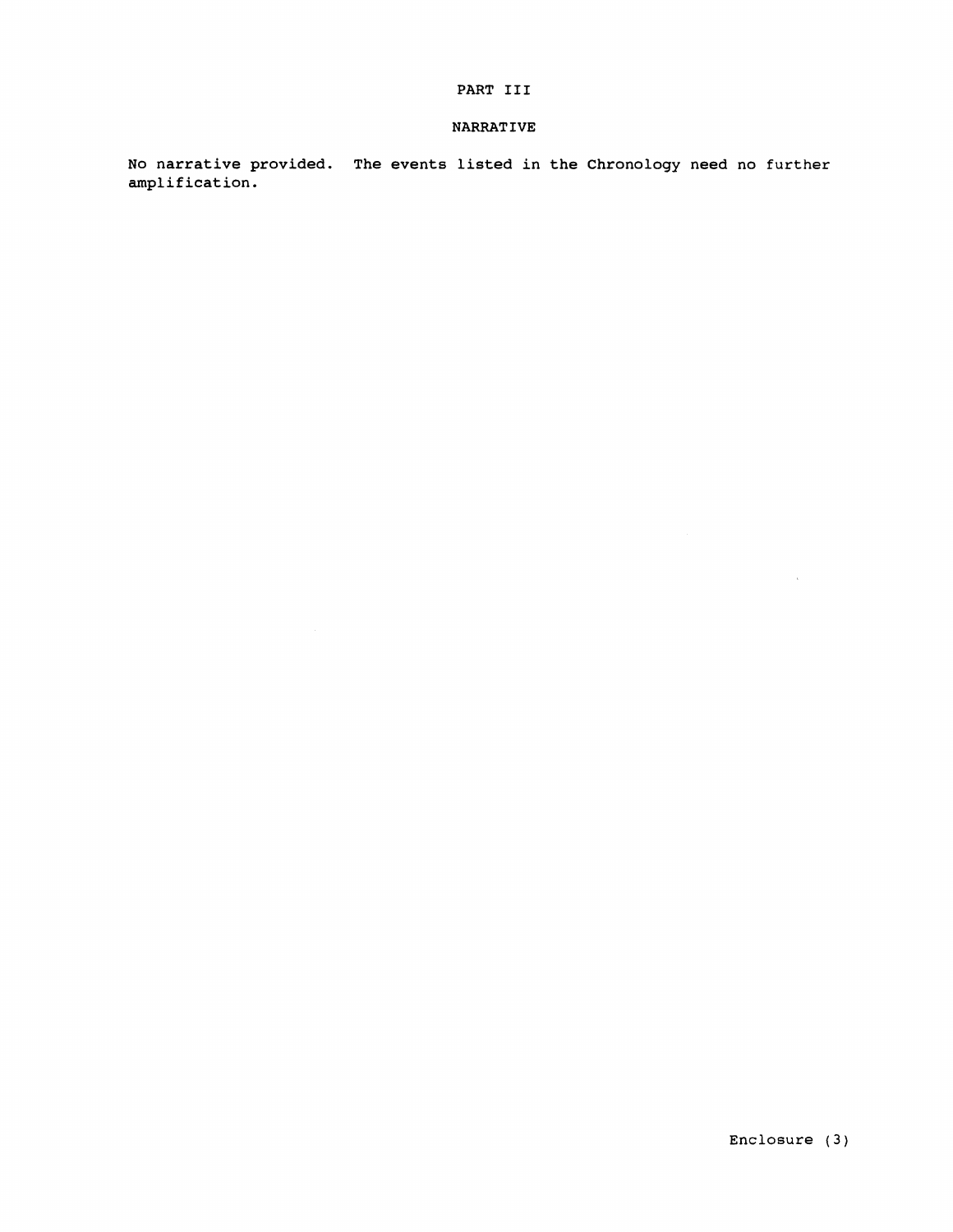# PART III

## NARRATIVE

No narrative provided. The events listed in the Chronology need no further amplification.

Enclosure (3)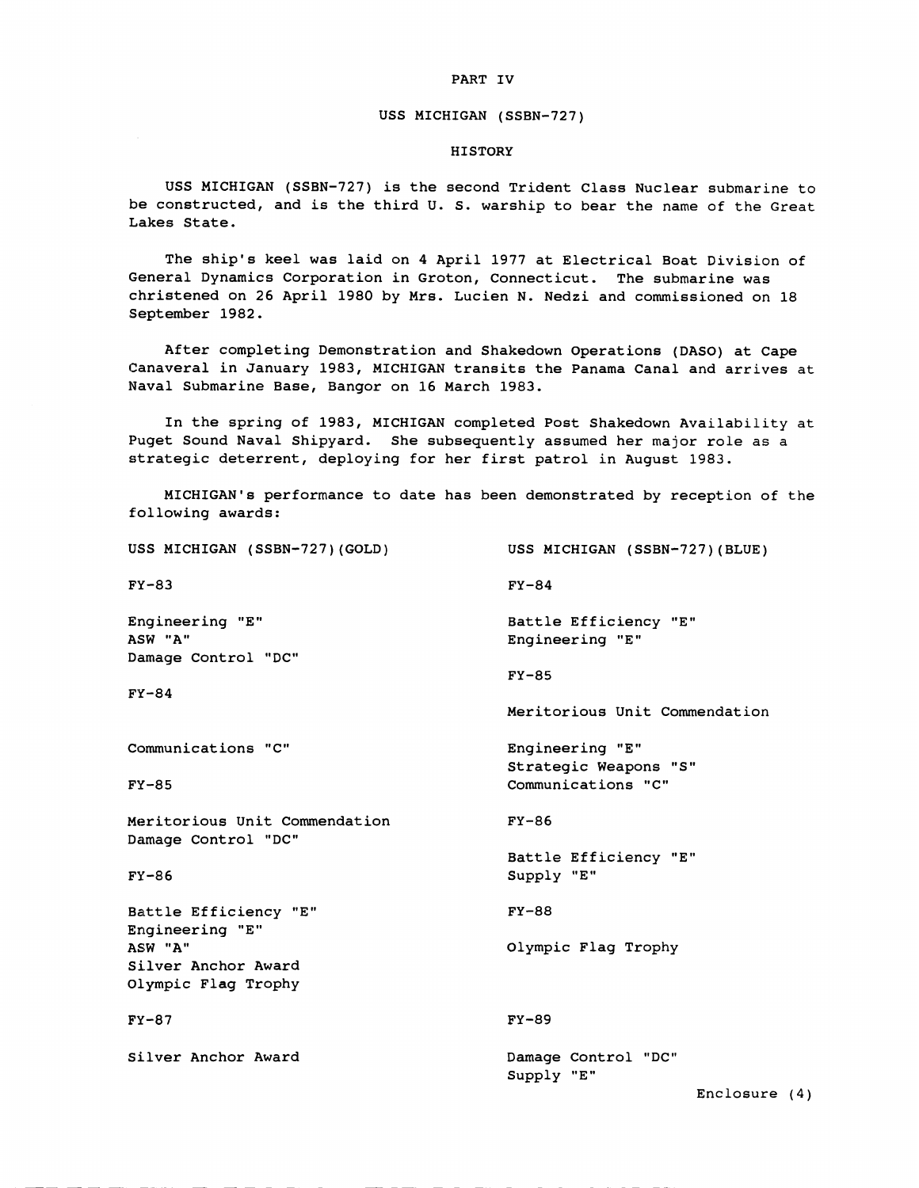# PART IV

## USS MICHIGAN (SSBN-727)

### HISTORY

USS MICHIGAN (SSBN-727) is the second Trident Class Nuclear submarine to be constructed, and is the third U. S. warship to bear the name of the Great Lakes State.

The ship's keel was laid on 4 April 1977 at Electrical Boat Division of General Dynamics Corporation in Groton, Connecticut. The submarine was christened on 26 April 1980 by Mrs. Lucien N. Nedzi and commissioned on 18 September 1982.

After completing Demonstration and Shakedown Operations (DASO) at Cape Canaveral in January 1983, MICHIGAN transits the Panama Canal and arrives at Naval Submarine Base, Bangor on 16 March 1983.

In the spring of 1983, MICHIGAN completed Post Shakedown Availability at Puget Sound Naval Shipyard. She subsequently assumed her major role as a strategic deterrent, deploying for her first patrol in August 1983.

MICHIGAN's performance to date has been demonstrated by reception of the following awards:

USS MICHIGAN (SSBN-727)(GOLD)

FY-83

Engineering "E"
ASW "A"
Damage Control "DC"

FY-84

Communications "C"

FY-85

Meritorious Unit Commendation
Damage Control "DC"

FY-86

Battle Efficiency "E"
Engineering "E"
ASW "A"
Silver Anchor Award
Olympic Flag Trophy

FY-87

Silver Anchor Award

USS MICHIGAN (SSBN-727)(BLUE)

FY-84

Battle Efficiency "E"
Engineering "E"

FY-85

Meritorious Unit Commendation

Engineering "E"
Strategic Weapons "S"
Communications "C"

FY-86

Battle Efficiency "E"
Supply "E"

FY-88

Olympic Flag Trophy

FY-89

Damage Control "DC"
Supply "E"

Enclosure (4)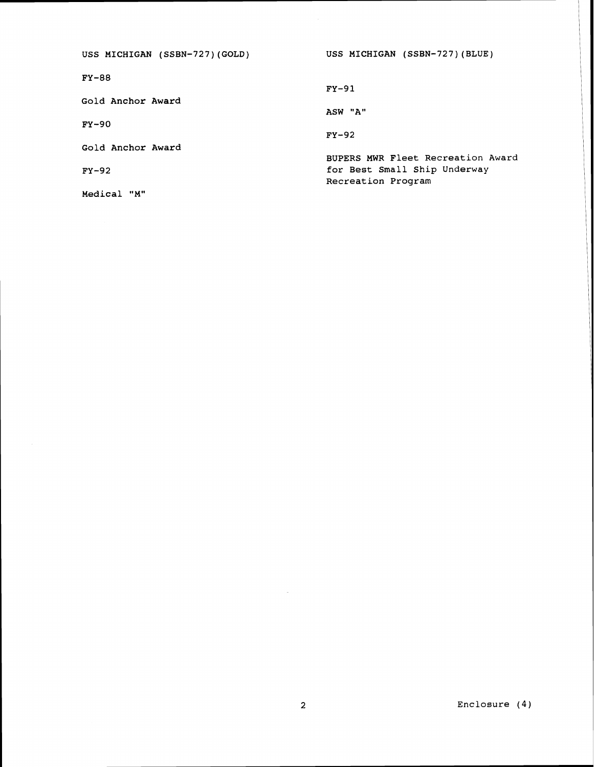USS MICHIGAN (SSBN-727)(GOLD)

FY-88

Gold Anchor Award

FY-90

Gold Anchor Award

FY-92

Medical "M"

USS MICHIGAN (SSBN-727)(BLUE)

FY-91

ASW "A"

FY-92

BUPERS MWR Fleet Recreation Award for Best Small Ship Underway Recreation Program

Enclosure (4)